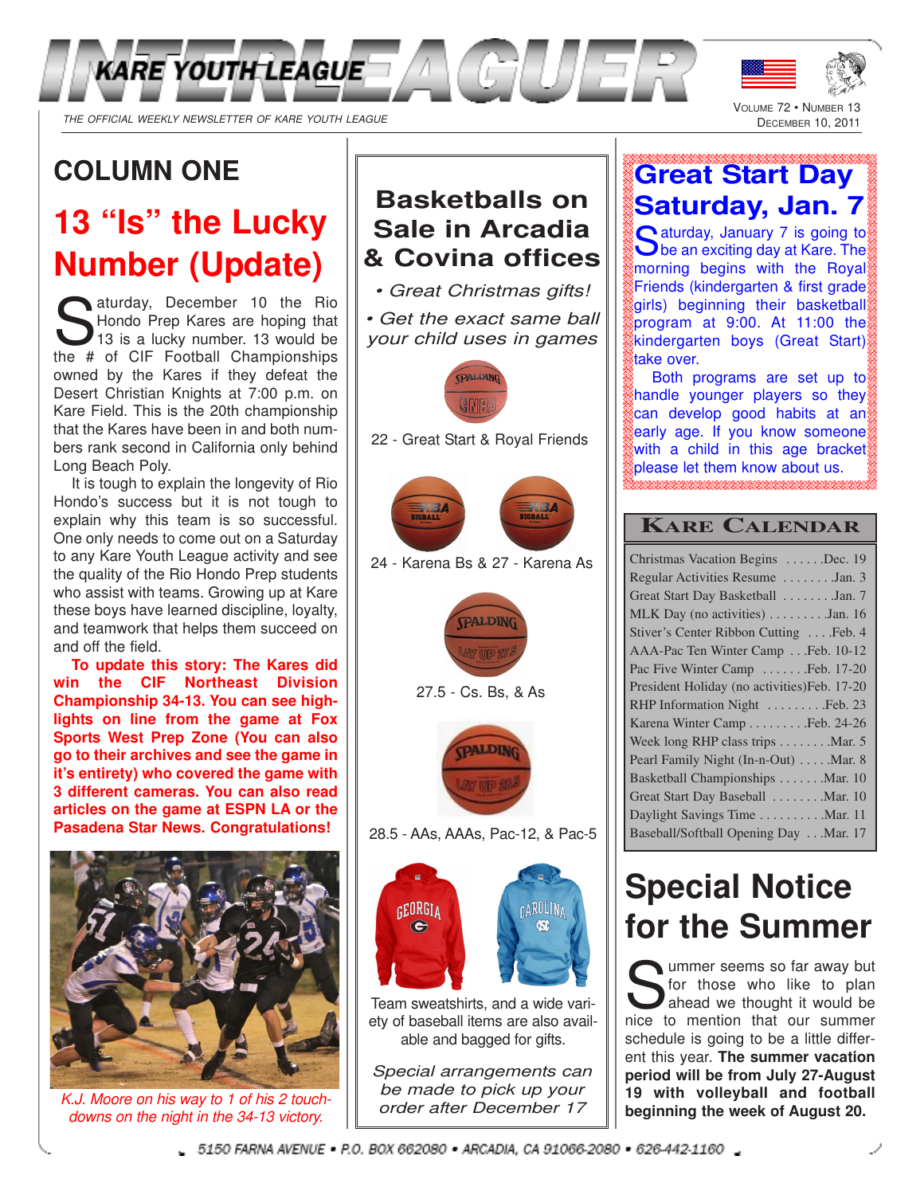# INTERLEAGUER

KARE YOUTH LEAGUE

*THE OFFICIAL WEEKLY NEWSLETTER OF KARE YOUTH LEAGUE*

VOLUME 72 • NUMBER 13
DECEMBER 10, 2011

## COLUMN ONE

## 13 "Is" the Lucky Number (Update)

Saturday, December 10 the Rio Hondo Prep Kares are hoping that 13 is a lucky number. 13 would be the # of CIF Football Championships owned by the Kares if they defeat the Desert Christian Knights at 7:00 p.m. on Kare Field. This is the 20th championship that the Kares have been in and both numbers rank second in California only behind Long Beach Poly.

It is tough to explain the longevity of Rio Hondo's success but it is not tough to explain why this team is so successful. One only needs to come out on a Saturday to any Kare Youth League activity and see the quality of the Rio Hondo Prep students who assist with teams. Growing up at Kare these boys have learned discipline, loyalty, and teamwork that helps them succeed on and off the field.

**To update this story: The Kares did win the CIF Northeast Division Championship 34-13. You can see highlights on line from the game at Fox Sports West Prep Zone (You can also go to their archives and see the game in it's entirety) who covered the game with 3 different cameras. You can also read articles on the game at ESPN LA or the Pasadena Star News. Congratulations!**

*K.J. Moore on his way to 1 of his 2 touchdowns on the night in the 34-13 victory.*

## Basketballs on Sale in Arcadia & Covina offices

- *Great Christmas gifts!*
- *Get the exact same ball your child uses in games*

22 - Great Start & Royal Friends

24 - Karena Bs & 27 - Karena As

27.5 - Cs. Bs, & As

28.5 - AAs, AAAs, Pac-12, & Pac-5

Team sweatshirts, and a wide variety of baseball items are also available and bagged for gifts.

*Special arrangements can be made to pick up your order after December 17*

## Great Start Day Saturday, Jan. 7

Saturday, January 7 is going to be an exciting day at Kare. The morning begins with the Royal Friends (kindergarten & first grade girls) beginning their basketball program at 9:00. At 11:00 the kindergarten boys (Great Start) take over.

Both programs are set up to handle younger players so they can develop good habits at an early age. If you know someone with a child in this age bracket please let them know about us.

## KARE CALENDAR

| Event | Date |
|---|---|
| Christmas Vacation Begins | Dec. 19 |
| Regular Activities Resume | Jan. 3 |
| Great Start Day Basketball | Jan. 7 |
| MLK Day (no activities) | Jan. 16 |
| Stiver's Center Ribbon Cutting | Feb. 4 |
| AAA-Pac Ten Winter Camp | Feb. 10-12 |
| Pac Five Winter Camp | Feb. 17-20 |
| President Holiday (no activities) | Feb. 17-20 |
| RHP Information Night | Feb. 23 |
| Karena Winter Camp | Feb. 24-26 |
| Week long RHP class trips | Mar. 5 |
| Pearl Family Night (In-n-Out) | Mar. 8 |
| Basketball Championships | Mar. 10 |
| Great Start Day Baseball | Mar. 10 |
| Daylight Savings Time | Mar. 11 |
| Baseball/Softball Opening Day | Mar. 17 |

## Special Notice for the Summer

Summer seems so far away but for those who like to plan ahead we thought it would be nice to mention that our summer schedule is going to be a little different this year. **The summer vacation period will be from July 27-August 19 with volleyball and football beginning the week of August 20.**

5150 FARNA AVENUE • P.O. BOX 662080 • ARCADIA, CA 91066-2080 • 626-442-1160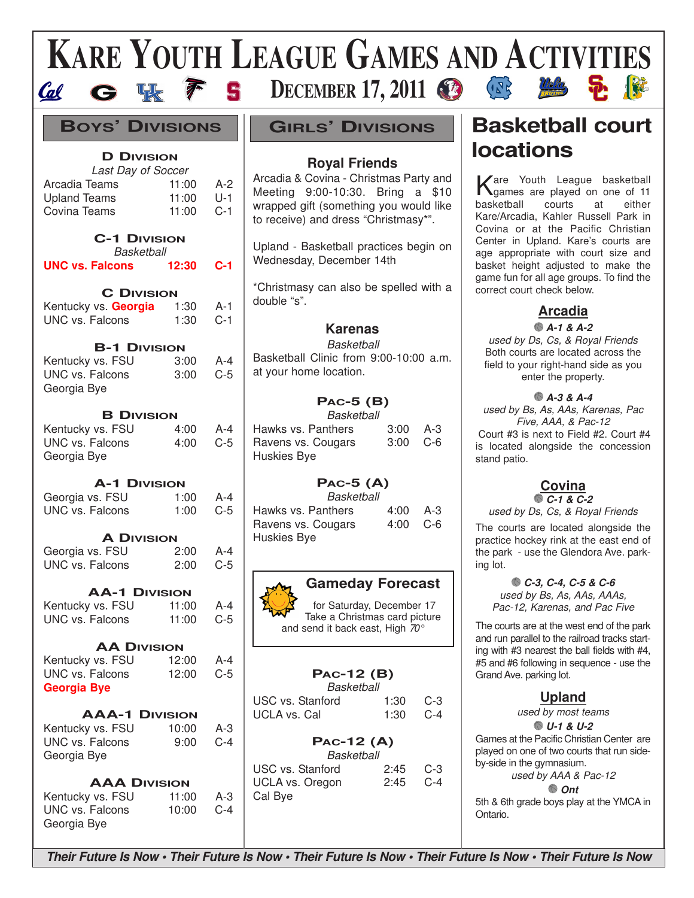# KARE YOUTH LEAGUE GAMES AND ACTIVITIES

## DECEMBER 17, 2011

## BOYS' DIVISIONS

### D DIVISION

*Last Day of Soccer*

| | | |
|---|---|---|
| Arcadia Teams | 11:00 | A-2 |
| Upland Teams | 11:00 | U-1 |
| Covina Teams | 11:00 | C-1 |

### C-1 DIVISION

*Basketball*

| | | |
|---|---|---|
| **UNC vs. Falcons** | **12:30** | **C-1** |

### C DIVISION

| | | |
|---|---|---|
| Kentucky vs. **Georgia** | 1:30 | A-1 |
| UNC vs. Falcons | 1:30 | C-1 |

### B-1 DIVISION

| | | |
|---|---|---|
| Kentucky vs. FSU | 3:00 | A-4 |
| UNC vs. Falcons | 3:00 | C-5 |
| Georgia Bye | | |

### B DIVISION

| | | |
|---|---|---|
| Kentucky vs. FSU | 4:00 | A-4 |
| UNC vs. Falcons | 4:00 | C-5 |
| Georgia Bye | | |

### A-1 DIVISION

| | | |
|---|---|---|
| Georgia vs. FSU | 1:00 | A-4 |
| UNC vs. Falcons | 1:00 | C-5 |

### A DIVISION

| | | |
|---|---|---|
| Georgia vs. FSU | 2:00 | A-4 |
| UNC vs. Falcons | 2:00 | C-5 |

### AA-1 DIVISION

| | | |
|---|---|---|
| Kentucky vs. FSU | 11:00 | A-4 |
| UNC vs. Falcons | 11:00 | C-5 |

### AA DIVISION

| | | |
|---|---|---|
| Kentucky vs. FSU | 12:00 | A-4 |
| UNC vs. Falcons | 12:00 | C-5 |
| **Georgia Bye** | | |

### AAA-1 DIVISION

| | | |
|---|---|---|
| Kentucky vs. FSU | 10:00 | A-3 |
| UNC vs. Falcons | 9:00 | C-4 |
| Georgia Bye | | |

### AAA DIVISION

| | | |
|---|---|---|
| Kentucky vs. FSU | 11:00 | A-3 |
| UNC vs. Falcons | 10:00 | C-4 |
| Georgia Bye | | |

## GIRLS' DIVISIONS

### Royal Friends

Arcadia & Covina - Christmas Party and Meeting 9:00-10:30. Bring a $10 wrapped gift (something you would like to receive) and dress "Christmasy*".

Upland - Basketball practices begin on Wednesday, December 14th

*Christmasy can also be spelled with a double "s".

### Karenas

*Basketball*

Basketball Clinic from 9:00-10:00 a.m. at your home location.

### PAC-5 (B)

*Basketball*

| | | |
|---|---|---|
| Hawks vs. Panthers | 3:00 | A-3 |
| Ravens vs. Cougars | 3:00 | C-6 |
| Huskies Bye | | |

### PAC-5 (A)

*Basketball*

| | | |
|---|---|---|
| Hawks vs. Panthers | 4:00 | A-3 |
| Ravens vs. Cougars | 4:00 | C-6 |
| Huskies Bye | | |

### Gameday Forecast

for Saturday, December 17
Take a Christmas card picture and send it back east, High *70°*

### PAC-12 (B)

*Basketball*

| | | |
|---|---|---|
| USC vs. Stanford | 1:30 | C-3 |
| UCLA vs. Cal | 1:30 | C-4 |

### PAC-12 (A)

*Basketball*

| | | |
|---|---|---|
| USC vs. Stanford | 2:45 | C-3 |
| UCLA vs. Oregon | 2:45 | C-4 |
| Cal Bye | | |

## Basketball court locations

Kare Youth League basketball games are played on one of 11 basketball courts at either Kare/Arcadia, Kahler Russell Park in Covina or at the Pacific Christian Center in Upland. Kare's courts are age appropriate with court size and basket height adjusted to make the game fun for all age groups. To find the correct court check below.

### Arcadia

***A-1 & A-2***
*used by Ds, Cs, & Royal Friends*
Both courts are located across the field to your right-hand side as you enter the property.

***A-3 & A-4***
*used by Bs, As, AAs, Karenas, Pac Five, AAA, & Pac-12*
Court #3 is next to Field #2. Court #4 is located alongside the concession stand patio.

### Covina

***C-1 & C-2***
*used by Ds, Cs, & Royal Friends*
The courts are located alongside the practice hockey rink at the east end of the park - use the Glendora Ave. parking lot.

***C-3, C-4, C-5 & C-6***
*used by Bs, As, AAs, AAAs, Pac-12, Karenas, and Pac Five*
The courts are at the west end of the park and run parallel to the railroad tracks starting with #3 nearest the ball fields with #4, #5 and #6 following in sequence - use the Grand Ave. parking lot.

### Upland

*used by most teams*
***U-1 & U-2***
Games at the Pacific Christian Center are played on one of two courts that run side-by-side in the gymnasium.
*used by AAA & Pac-12*
***Ont***
5th & 6th grade boys play at the YMCA in Ontario.

***Their Future Is Now • Their Future Is Now • Their Future Is Now • Their Future Is Now • Their Future Is Now***